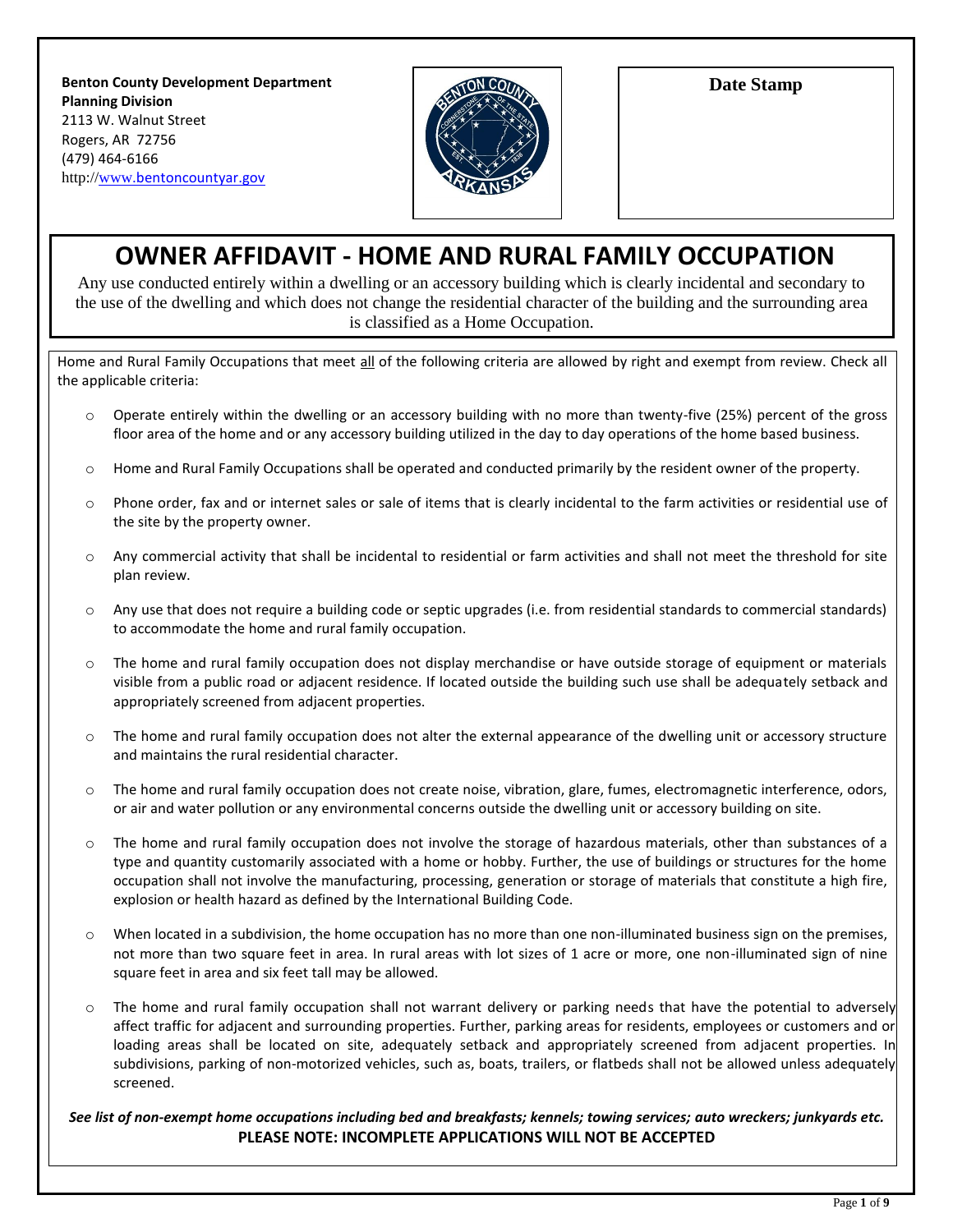**Benton County Development Department**
**Planning Division**
2113 W. Walnut Street
Rogers, AR 72756
(479) 464-6166
http://www.bentoncountyar.gov

**Date Stamp**

# OWNER AFFIDAVIT - HOME AND RURAL FAMILY OCCUPATION

Any use conducted entirely within a dwelling or an accessory building which is clearly incidental and secondary to the use of the dwelling and which does not change the residential character of the building and the surrounding area is classified as a Home Occupation.

Home and Rural Family Occupations that meet all of the following criteria are allowed by right and exempt from review. Check all the applicable criteria:

- Operate entirely within the dwelling or an accessory building with no more than twenty-five (25%) percent of the gross floor area of the home and or any accessory building utilized in the day to day operations of the home based business.
- Home and Rural Family Occupations shall be operated and conducted primarily by the resident owner of the property.
- Phone order, fax and or internet sales or sale of items that is clearly incidental to the farm activities or residential use of the site by the property owner.
- Any commercial activity that shall be incidental to residential or farm activities and shall not meet the threshold for site plan review.
- Any use that does not require a building code or septic upgrades (i.e. from residential standards to commercial standards) to accommodate the home and rural family occupation.
- The home and rural family occupation does not display merchandise or have outside storage of equipment or materials visible from a public road or adjacent residence. If located outside the building such use shall be adequately setback and appropriately screened from adjacent properties.
- The home and rural family occupation does not alter the external appearance of the dwelling unit or accessory structure and maintains the rural residential character.
- The home and rural family occupation does not create noise, vibration, glare, fumes, electromagnetic interference, odors, or air and water pollution or any environmental concerns outside the dwelling unit or accessory building on site.
- The home and rural family occupation does not involve the storage of hazardous materials, other than substances of a type and quantity customarily associated with a home or hobby. Further, the use of buildings or structures for the home occupation shall not involve the manufacturing, processing, generation or storage of materials that constitute a high fire, explosion or health hazard as defined by the International Building Code.
- When located in a subdivision, the home occupation has no more than one non-illuminated business sign on the premises, not more than two square feet in area. In rural areas with lot sizes of 1 acre or more, one non-illuminated sign of nine square feet in area and six feet tall may be allowed.
- The home and rural family occupation shall not warrant delivery or parking needs that have the potential to adversely affect traffic for adjacent and surrounding properties. Further, parking areas for residents, employees or customers and or loading areas shall be located on site, adequately setback and appropriately screened from adjacent properties. In subdivisions, parking of non-motorized vehicles, such as, boats, trailers, or flatbeds shall not be allowed unless adequately screened.

***See list of non-exempt home occupations including bed and breakfasts; kennels; towing services; auto wreckers; junkyards etc.***

**PLEASE NOTE: INCOMPLETE APPLICATIONS WILL NOT BE ACCEPTED**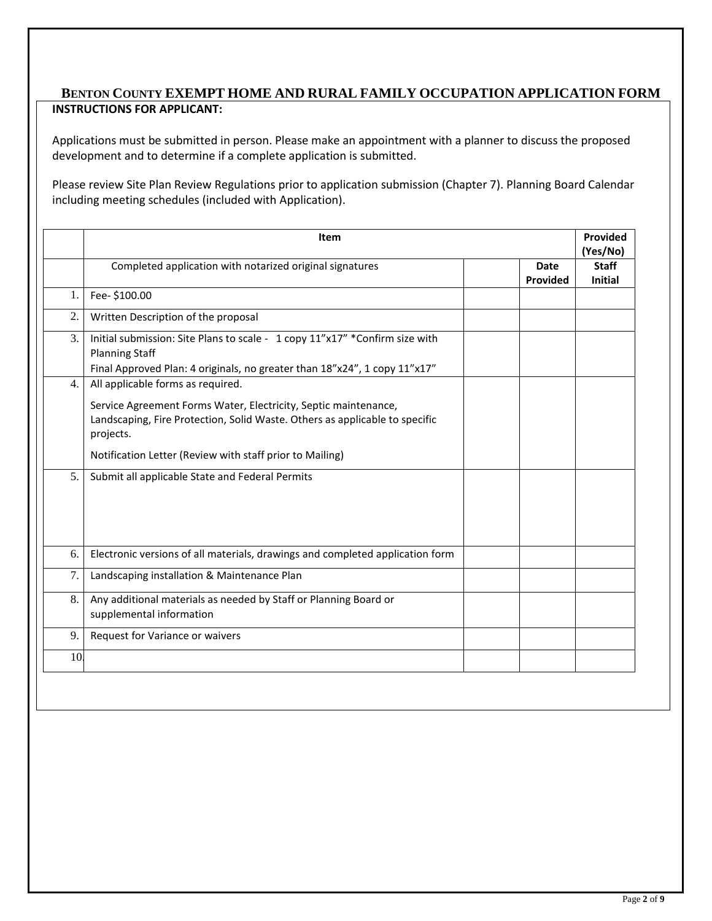# BENTON COUNTY EXEMPT HOME AND RURAL FAMILY OCCUPATION APPLICATION FORM

**INSTRUCTIONS FOR APPLICANT:**

Applications must be submitted in person. Please make an appointment with a planner to discuss the proposed development and to determine if a complete application is submitted.

Please review Site Plan Review Regulations prior to application submission (Chapter 7). Planning Board Calendar including meeting schedules (included with Application).

| | Item | | | Provided (Yes/No) |
|---|---|---|---|---|
| | Completed application with notarized original signatures | | Date Provided | Staff Initial |
| 1. | Fee- $100.00 | | | |
| 2. | Written Description of the proposal | | | |
| 3. | Initial submission: Site Plans to scale - 1 copy 11"x17" *Confirm size with Planning Staff<br>Final Approved Plan: 4 originals, no greater than 18"x24", 1 copy 11"x17" | | | |
| 4. | All applicable forms as required.<br>Service Agreement Forms Water, Electricity, Septic maintenance, Landscaping, Fire Protection, Solid Waste. Others as applicable to specific projects.<br>Notification Letter (Review with staff prior to Mailing) | | | |
| 5. | Submit all applicable State and Federal Permits | | | |
| 6. | Electronic versions of all materials, drawings and completed application form | | | |
| 7. | Landscaping installation & Maintenance Plan | | | |
| 8. | Any additional materials as needed by Staff or Planning Board or supplemental information | | | |
| 9. | Request for Variance or waivers | | | |
| 10. | | | | |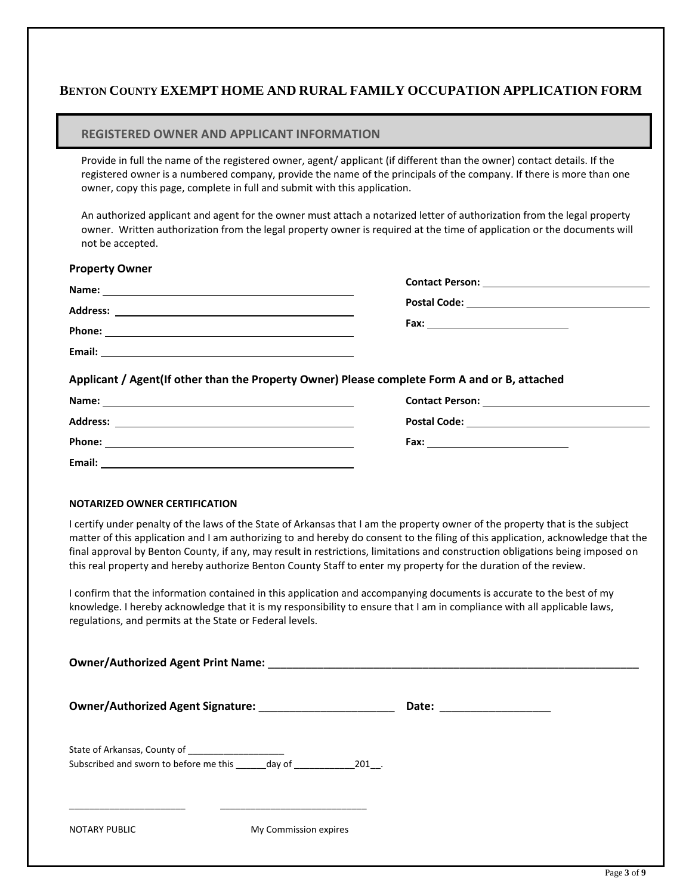# BENTON COUNTY EXEMPT HOME AND RURAL FAMILY OCCUPATION APPLICATION FORM

## REGISTERED OWNER AND APPLICANT INFORMATION

Provide in full the name of the registered owner, agent/ applicant (if different than the owner) contact details. If the registered owner is a numbered company, provide the name of the principals of the company. If there is more than one owner, copy this page, complete in full and submit with this application.

An authorized applicant and agent for the owner must attach a notarized letter of authorization from the legal property owner. Written authorization from the legal property owner is required at the time of application or the documents will not be accepted.

**Property Owner**

**Name:** ______________________________ **Contact Person:** ______________________________

**Address:** ______________________________ **Postal Code:** ______________________________

**Phone:** ______________________________ **Fax:** ____________________

**Email:** ______________________________

**Applicant / Agent(If other than the Property Owner) Please complete Form A and or B, attached**

**Name:** ______________________________ **Contact Person:** ______________________________

**Address:** ______________________________ **Postal Code:** ______________________________

**Phone:** ______________________________ **Fax:** ____________________

**Email:** ______________________________

**NOTARIZED OWNER CERTIFICATION**

I certify under penalty of the laws of the State of Arkansas that I am the property owner of the property that is the subject matter of this application and I am authorizing to and hereby do consent to the filing of this application, acknowledge that the final approval by Benton County, if any, may result in restrictions, limitations and construction obligations being imposed on this real property and hereby authorize Benton County Staff to enter my property for the duration of the review.

I confirm that the information contained in this application and accompanying documents is accurate to the best of my knowledge. I hereby acknowledge that it is my responsibility to ensure that I am in compliance with all applicable laws, regulations, and permits at the State or Federal levels.

**Owner/Authorized Agent Print Name:** ________________________________________________________________

**Owner/Authorized Agent Signature:** ______________________ **Date:** __________________

State of Arkansas, County of ___________________

Subscribed and sworn to before me this ______day of ____________201__.

______________________ ____________________________

NOTARY PUBLIC My Commission expires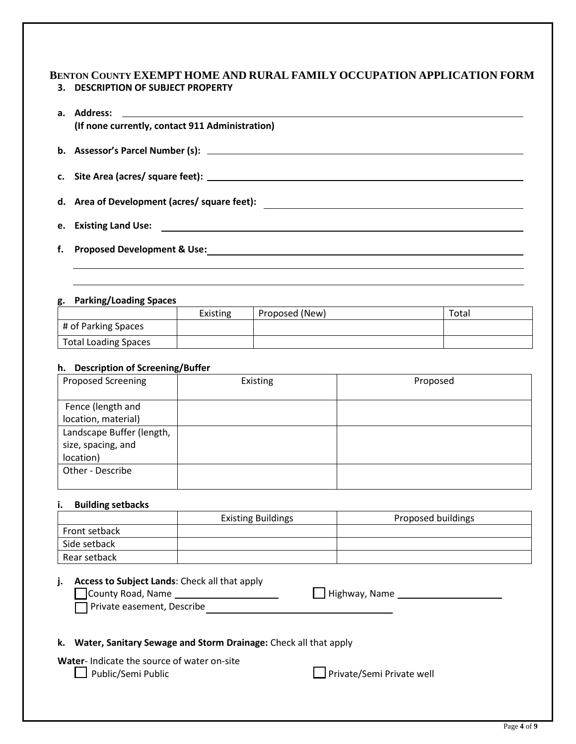# BENTON COUNTY EXEMPT HOME AND RURAL FAMILY OCCUPATION APPLICATION FORM

## 3. DESCRIPTION OF SUBJECT PROPERTY

**a. Address:** ______________________________

**(If none currently, contact 911 Administration)**

**b. Assessor's Parcel Number (s):** ______________________________

**c. Site Area (acres/ square feet):** ______________________________

**d. Area of Development (acres/ square feet):** ______________________________

**e. Existing Land Use:** ______________________________

**f. Proposed Development & Use:** ______________________________

______________________________

______________________________

**g. Parking/Loading Spaces**

| | Existing | Proposed (New) | Total |
|---|---|---|---|
| # of Parking Spaces | | | |
| Total Loading Spaces | | | |

**h. Description of Screening/Buffer**

| Proposed Screening | Existing | Proposed |
|---|---|---|
| Fence (length and location, material) | | |
| Landscape Buffer (length, size, spacing, and location) | | |
| Other - Describe | | |

**i. Building setbacks**

| | Existing Buildings | Proposed buildings |
|---|---|---|
| Front setback | | |
| Side setback | | |
| Rear setback | | |

**j. Access to Subject Lands**: Check all that apply

☐ County Road, Name ____________ ☐ Highway, Name ____________

☐ Private easement, Describe ______________________________

**k. Water, Sanitary Sewage and Storm Drainage:** Check all that apply

**Water**- Indicate the source of water on-site

☐ Public/Semi Public ☐ Private/Semi Private well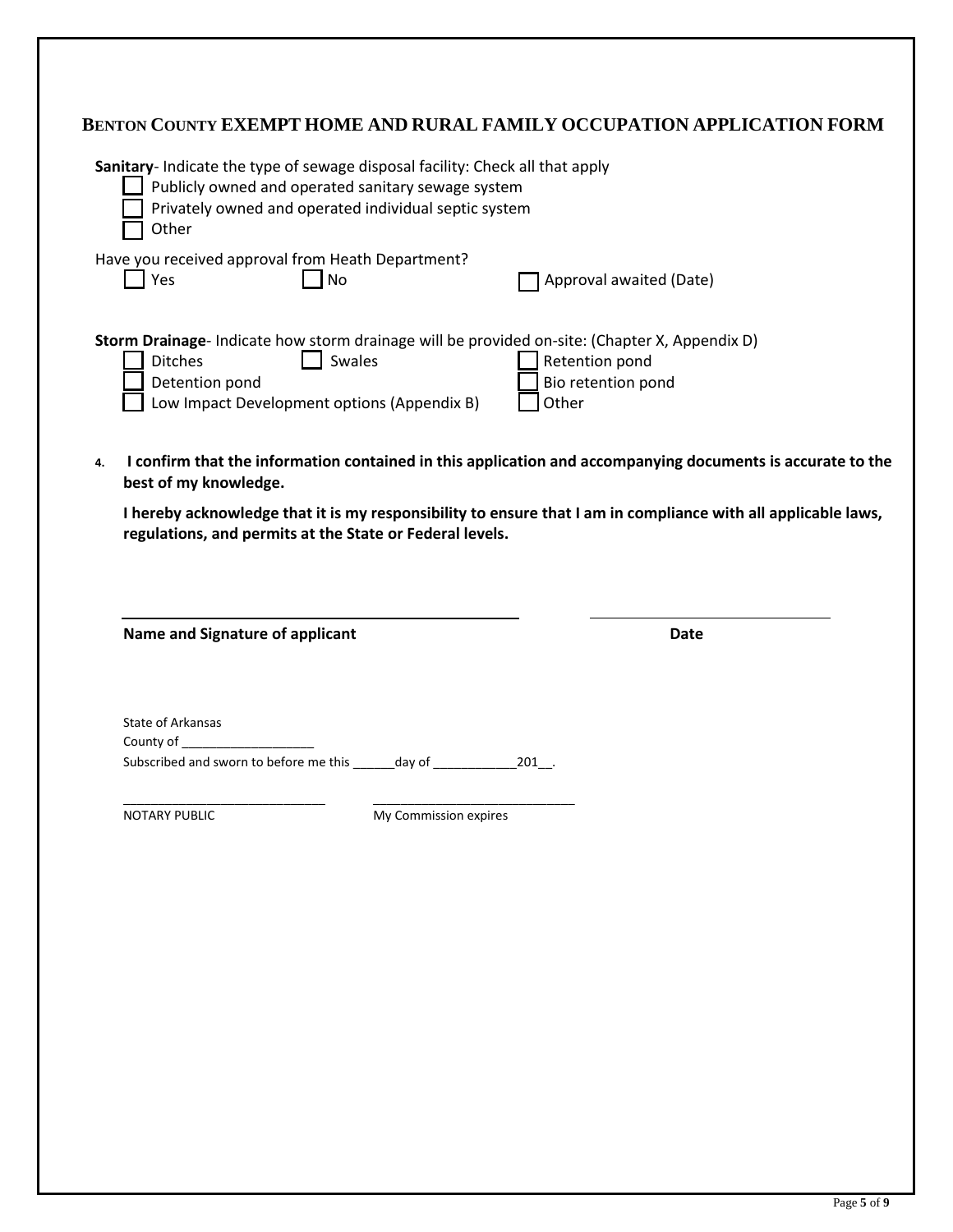# BENTON COUNTY EXEMPT HOME AND RURAL FAMILY OCCUPATION APPLICATION FORM

**Sanitary**- Indicate the type of sewage disposal facility: Check all that apply

- ☐ Publicly owned and operated sanitary sewage system
- ☐ Privately owned and operated individual septic system
- ☐ Other

Have you received approval from Heath Department?

☐ Yes ☐ No ☐ Approval awaited (Date)

**Storm Drainage**- Indicate how storm drainage will be provided on-site: (Chapter X, Appendix D)

- ☐ Ditches
- ☐ Swales
- ☐ Retention pond
- ☐ Detention pond
- ☐ Bio retention pond
- ☐ Low Impact Development options (Appendix B)
- ☐ Other

4. **I confirm that the information contained in this application and accompanying documents is accurate to the best of my knowledge.**

   **I hereby acknowledge that it is my responsibility to ensure that I am in compliance with all applicable laws, regulations, and permits at the State or Federal levels.**

_______________________________________ _______________________

**Name and Signature of applicant** **Date**

State of Arkansas

County of ___________________

Subscribed and sworn to before me this ______day of ____________201__.

_____________________________ _____________________________

NOTARY PUBLIC My Commission expires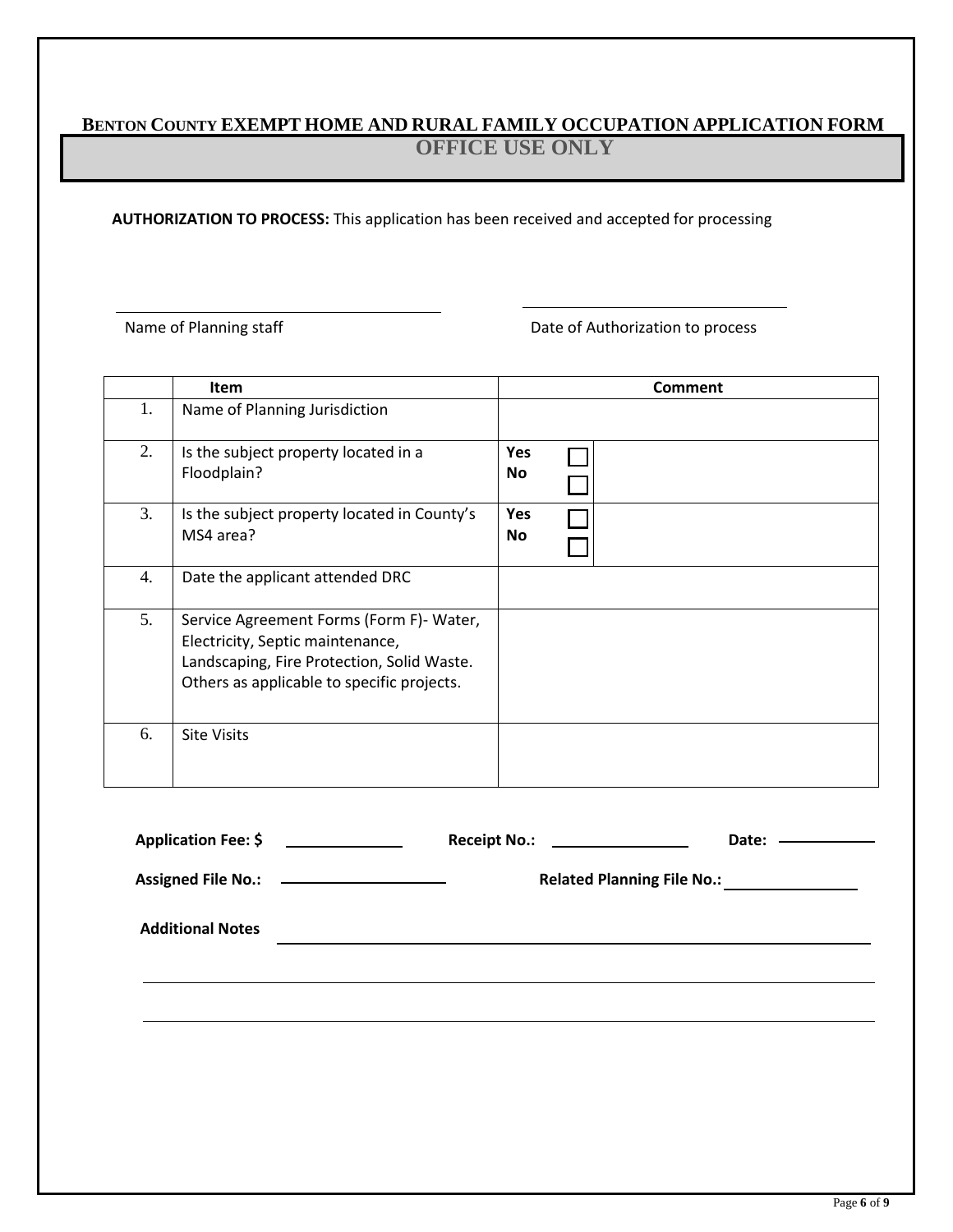## BENTON COUNTY EXEMPT HOME AND RURAL FAMILY OCCUPATION APPLICATION FORM

### OFFICE USE ONLY

**AUTHORIZATION TO PROCESS:** This application has been received and accepted for processing

______________________________ ______________________________

Name of Planning staff Date of Authorization to process

| | Item | Comment | |
|---|---|---|---|
| 1. | Name of Planning Jurisdiction | | |
| 2. | Is the subject property located in a Floodplain? | **Yes** ☐<br>**No** ☐ | |
| 3. | Is the subject property located in County's MS4 area? | **Yes** ☐<br>**No** ☐ | |
| 4. | Date the applicant attended DRC | | |
| 5. | Service Agreement Forms (Form F)- Water, Electricity, Septic maintenance, Landscaping, Fire Protection, Solid Waste. Others as applicable to specific projects. | | |
| 6. | Site Visits | | |

**Application Fee: $** ____________ **Receipt No.:** ______________ **Date:** ____________

**Assigned File No.:** ________________ **Related Planning File No.:** ______________

**Additional Notes** ________________________________________________________________

________________________________________________________________________________

________________________________________________________________________________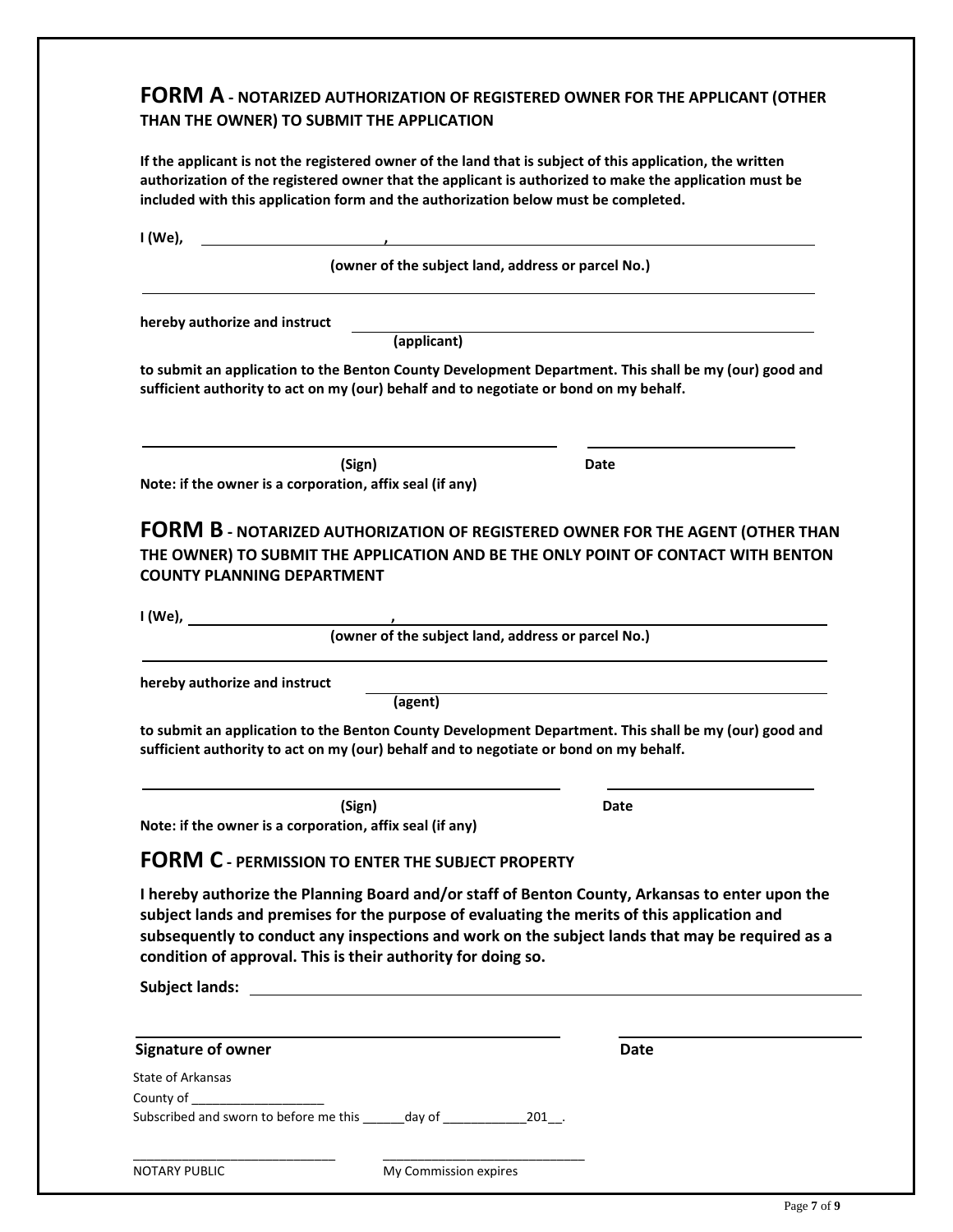## FORM A - NOTARIZED AUTHORIZATION OF REGISTERED OWNER FOR THE APPLICANT (OTHER THAN THE OWNER) TO SUBMIT THE APPLICATION

**If the applicant is not the registered owner of the land that is subject of this application, the written authorization of the registered owner that the applicant is authorized to make the application must be included with this application form and the authorization below must be completed.**

**I (We), ______________________, ______________________________________________**

**(owner of the subject land, address or parcel No.)**

______________________________________________________________________

**hereby authorize and instruct ______________________________________________**

**(applicant)**

**to submit an application to the Benton County Development Department. This shall be my (our) good and sufficient authority to act on my (our) behalf and to negotiate or bond on my behalf.**

______________________________________ ______________________

**(Sign)** **Date**

**Note: if the owner is a corporation, affix seal (if any)**

## FORM B - NOTARIZED AUTHORIZATION OF REGISTERED OWNER FOR THE AGENT (OTHER THAN THE OWNER) TO SUBMIT THE APPLICATION AND BE THE ONLY POINT OF CONTACT WITH BENTON COUNTY PLANNING DEPARTMENT

**I (We), ______________________, ______________________________________________**

**(owner of the subject land, address or parcel No.)**

______________________________________________________________________

**hereby authorize and instruct ______________________________________________**

**(agent)**

**to submit an application to the Benton County Development Department. This shall be my (our) good and sufficient authority to act on my (our) behalf and to negotiate or bond on my behalf.**

______________________________________ ______________________

**(Sign)** **Date**

**Note: if the owner is a corporation, affix seal (if any)**

## FORM C - PERMISSION TO ENTER THE SUBJECT PROPERTY

**I hereby authorize the Planning Board and/or staff of Benton County, Arkansas to enter upon the subject lands and premises for the purpose of evaluating the merits of this application and subsequently to conduct any inspections and work on the subject lands that may be required as a condition of approval. This is their authority for doing so.**

**Subject lands:** ______________________________________________________________

______________________________________ ______________________

**Signature of owner** **Date**

State of Arkansas

County of ___________________

Subscribed and sworn to before me this ______day of ____________201__.

____________________________ ____________________________

NOTARY PUBLIC My Commission expires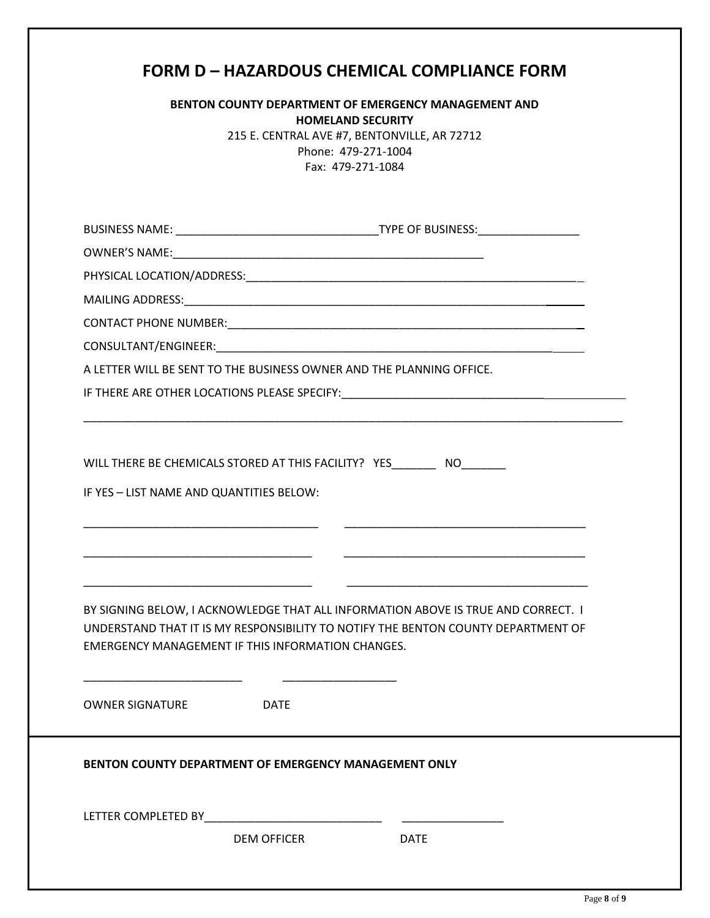# FORM D – HAZARDOUS CHEMICAL COMPLIANCE FORM

**BENTON COUNTY DEPARTMENT OF EMERGENCY MANAGEMENT AND HOMELAND SECURITY**

215 E. CENTRAL AVE #7, BENTONVILLE, AR 72712

Phone: 479-271-1004

Fax: 479-271-1084

BUSINESS NAME: ________________________________TYPE OF BUSINESS:________________

OWNER'S NAME:___________________________________________________

PHYSICAL LOCATION/ADDRESS:_____________________________________________________

MAILING ADDRESS:______________________________________________________________

CONTACT PHONE NUMBER:_______________________________________________________

CONSULTANT/ENGINEER:_________________________________________________________

A LETTER WILL BE SENT TO THE BUSINESS OWNER AND THE PLANNING OFFICE.

IF THERE ARE OTHER LOCATIONS PLEASE SPECIFY:______________________________________________

_________________________________________________________________________________________

WILL THERE BE CHEMICALS STORED AT THIS FACILITY? YES_______ NO_______

IF YES – LIST NAME AND QUANTITIES BELOW:

______________________________________ ______________________________________

______________________________________ ______________________________________

______________________________________ ______________________________________

BY SIGNING BELOW, I ACKNOWLEDGE THAT ALL INFORMATION ABOVE IS TRUE AND CORRECT. I UNDERSTAND THAT IT IS MY RESPONSIBILITY TO NOTIFY THE BENTON COUNTY DEPARTMENT OF EMERGENCY MANAGEMENT IF THIS INFORMATION CHANGES.

_________________________ __________________

OWNER SIGNATURE DATE

**BENTON COUNTY DEPARTMENT OF EMERGENCY MANAGEMENT ONLY**

LETTER COMPLETED BY____________________________ ________________

DEM OFFICER DATE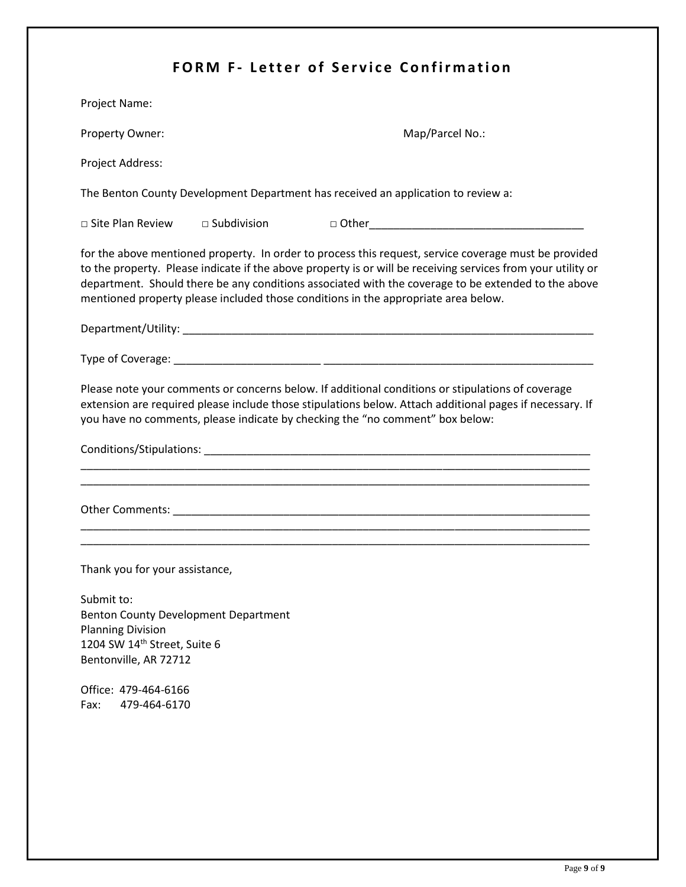## FORM F- Letter of Service Confirmation

Project Name:

Property Owner: Map/Parcel No.:

Project Address:

The Benton County Development Department has received an application to review a:

□ Site Plan Review □ Subdivision □ Other___________________________________

for the above mentioned property. In order to process this request, service coverage must be provided to the property. Please indicate if the above property is or will be receiving services from your utility or department. Should there be any conditions associated with the coverage to be extended to the above mentioned property please included those conditions in the appropriate area below.

Department/Utility: ____________________________________________________________________

Type of Coverage: ________________________ ____________________________________________

Please note your comments or concerns below. If additional conditions or stipulations of coverage extension are required please include those stipulations below. Attach additional pages if necessary. If you have no comments, please indicate by checking the "no comment" box below:

Conditions/Stipulations: _________________________________________________________________
______________________________________________________________________________________
______________________________________________________________________________________

Other Comments: _______________________________________________________________________
______________________________________________________________________________________
______________________________________________________________________________________

Thank you for your assistance,

Submit to:
Benton County Development Department
Planning Division
1204 SW 14th Street, Suite 6
Bentonville, AR 72712

Office: 479-464-6166
Fax: 479-464-6170